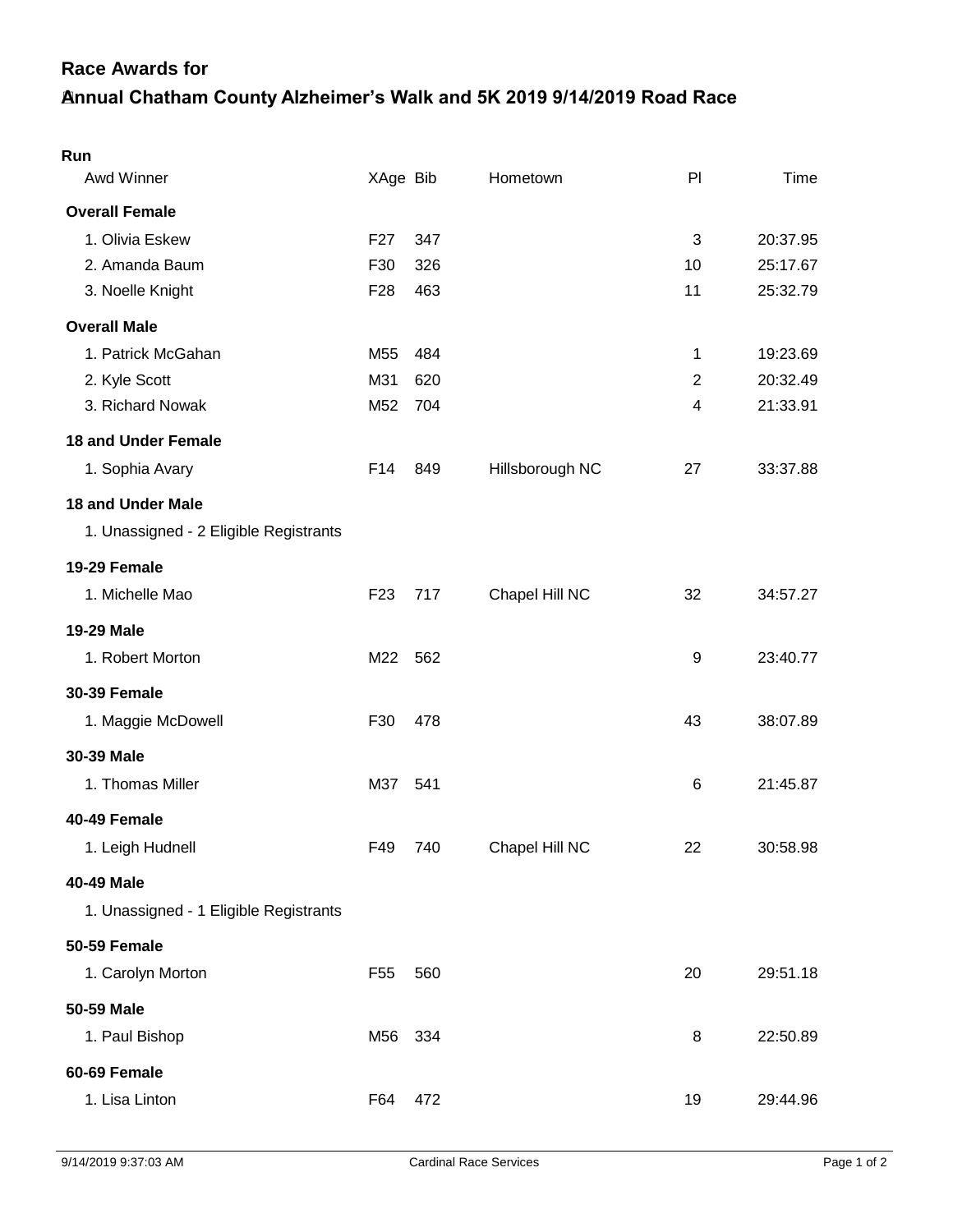## Race Awards for

# Annual Chatham County Alzheimer's Walk and 5K 2019 9/14/2019 Road Race

**Run**

| Awd Winner | XAge | Bib | Hometown | Pl | Time |
|---|---|---|---|---|---|
| **Overall Female** | | | | | |
| 1. Olivia Eskew | F27 | 347 | | 3 | 20:37.95 |
| 2. Amanda Baum | F30 | 326 | | 10 | 25:17.67 |
| 3. Noelle Knight | F28 | 463 | | 11 | 25:32.79 |
| **Overall Male** | | | | | |
| 1. Patrick McGahan | M55 | 484 | | 1 | 19:23.69 |
| 2. Kyle Scott | M31 | 620 | | 2 | 20:32.49 |
| 3. Richard Nowak | M52 | 704 | | 4 | 21:33.91 |
| **18 and Under Female** | | | | | |
| 1. Sophia Avary | F14 | 849 | Hillsborough NC | 27 | 33:37.88 |
| **18 and Under Male** | | | | | |
| 1. Unassigned - 2 Eligible Registrants | | | | | |
| **19-29 Female** | | | | | |
| 1. Michelle Mao | F23 | 717 | Chapel Hill NC | 32 | 34:57.27 |
| **19-29 Male** | | | | | |
| 1. Robert Morton | M22 | 562 | | 9 | 23:40.77 |
| **30-39 Female** | | | | | |
| 1. Maggie McDowell | F30 | 478 | | 43 | 38:07.89 |
| **30-39 Male** | | | | | |
| 1. Thomas Miller | M37 | 541 | | 6 | 21:45.87 |
| **40-49 Female** | | | | | |
| 1. Leigh Hudnell | F49 | 740 | Chapel Hill NC | 22 | 30:58.98 |
| **40-49 Male** | | | | | |
| 1. Unassigned - 1 Eligible Registrants | | | | | |
| **50-59 Female** | | | | | |
| 1. Carolyn Morton | F55 | 560 | | 20 | 29:51.18 |
| **50-59 Male** | | | | | |
| 1. Paul Bishop | M56 | 334 | | 8 | 22:50.89 |
| **60-69 Female** | | | | | |
| 1. Lisa Linton | F64 | 472 | | 19 | 29:44.96 |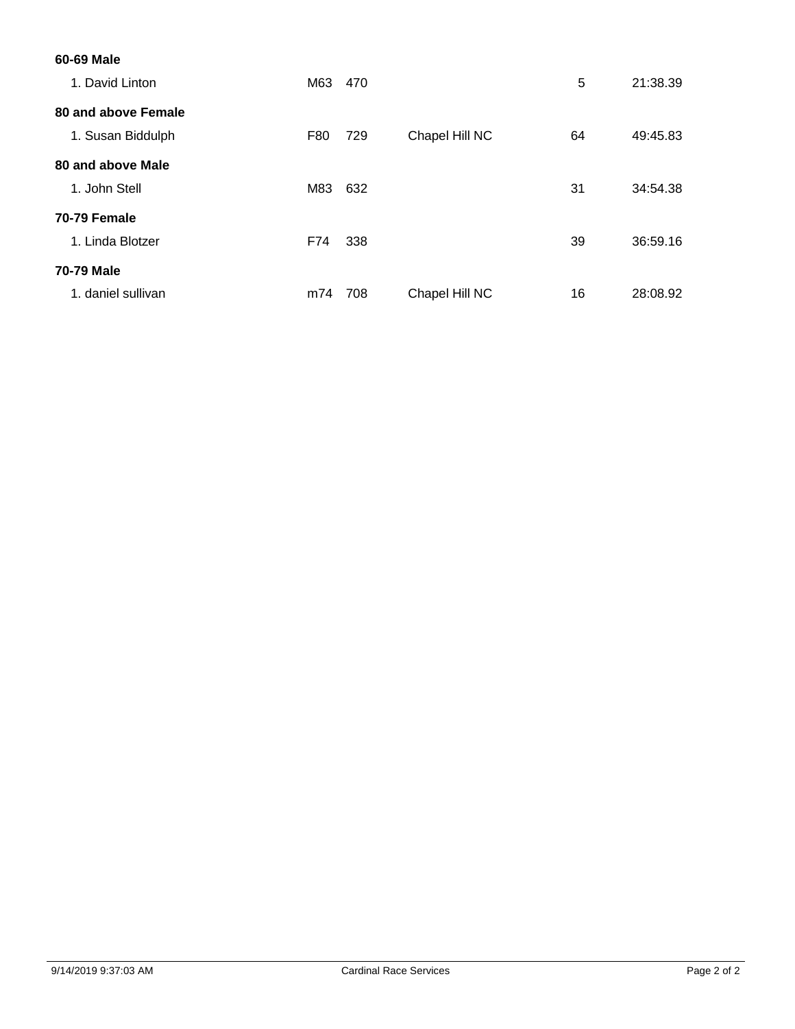**60-69 Male**

| | | | | | |
|---|---|---|---|---|---|
| 1. David Linton | M63 | 470 | | 5 | 21:38.39 |

**80 and above Female**

| | | | | | |
|---|---|---|---|---|---|
| 1. Susan Biddulph | F80 | 729 | Chapel Hill NC | 64 | 49:45.83 |

**80 and above Male**

| | | | | | |
|---|---|---|---|---|---|
| 1. John Stell | M83 | 632 | | 31 | 34:54.38 |

**70-79 Female**

| | | | | | |
|---|---|---|---|---|---|
| 1. Linda Blotzer | F74 | 338 | | 39 | 36:59.16 |

**70-79 Male**

| | | | | | |
|---|---|---|---|---|---|
| 1. daniel sullivan | m74 | 708 | Chapel Hill NC | 16 | 28:08.92 |